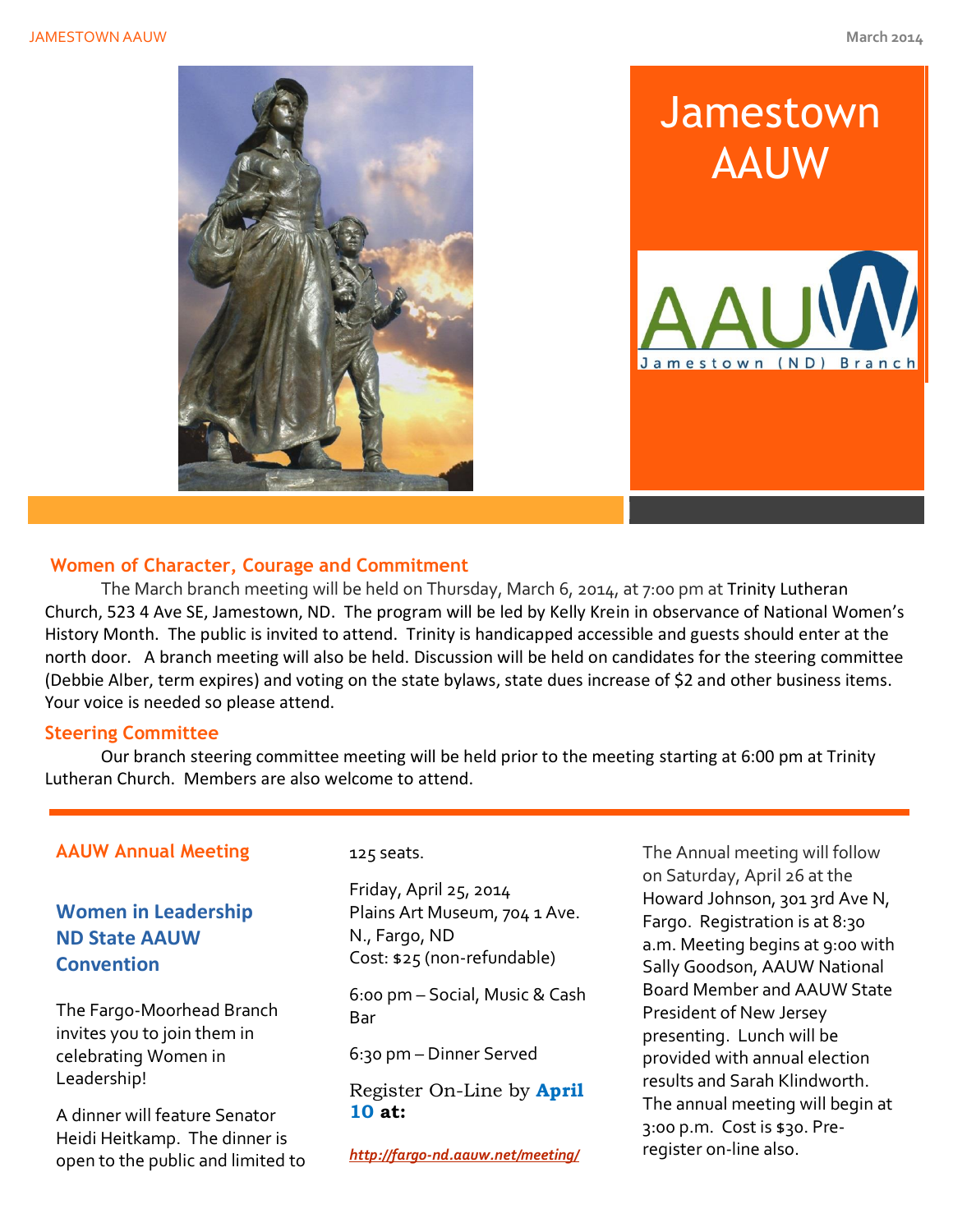# Jamestown AAUW

AAUW Jamestown (ND) Branch

## Women of Character, Courage and Commitment

The March branch meeting will be held on Thursday, March 6, 2014, at 7:00 pm at Trinity Lutheran Church, 523 4 Ave SE, Jamestown, ND. The program will be led by Kelly Krein in observance of National Women's History Month. The public is invited to attend. Trinity is handicapped accessible and guests should enter at the north door. A branch meeting will also be held. Discussion will be held on candidates for the steering committee (Debbie Alber, term expires) and voting on the state bylaws, state dues increase of $2 and other business items. Your voice is needed so please attend.

## Steering Committee

Our branch steering committee meeting will be held prior to the meeting starting at 6:00 pm at Trinity Lutheran Church. Members are also welcome to attend.

## AAUW Annual Meeting

### Women in Leadership ND State AAUW Convention

The Fargo-Moorhead Branch invites you to join them in celebrating Women in Leadership!

A dinner will feature Senator Heidi Heitkamp. The dinner is open to the public and limited to 125 seats.

Friday, April 25, 2014
Plains Art Museum, 704 1 Ave. N., Fargo, ND
Cost: $25 (non-refundable)

6:00 pm – Social, Music & Cash Bar

6:30 pm – Dinner Served

Register On-Line by **April 10 at:**

***http://fargo-nd.aauw.net/meeting/***

The Annual meeting will follow on Saturday, April 26 at the Howard Johnson, 301 3rd Ave N, Fargo. Registration is at 8:30 a.m. Meeting begins at 9:00 with Sally Goodson, AAUW National Board Member and AAUW State President of New Jersey presenting. Lunch will be provided with annual election results and Sarah Klindworth. The annual meeting will begin at 3:00 p.m. Cost is $30. Pre-register on-line also.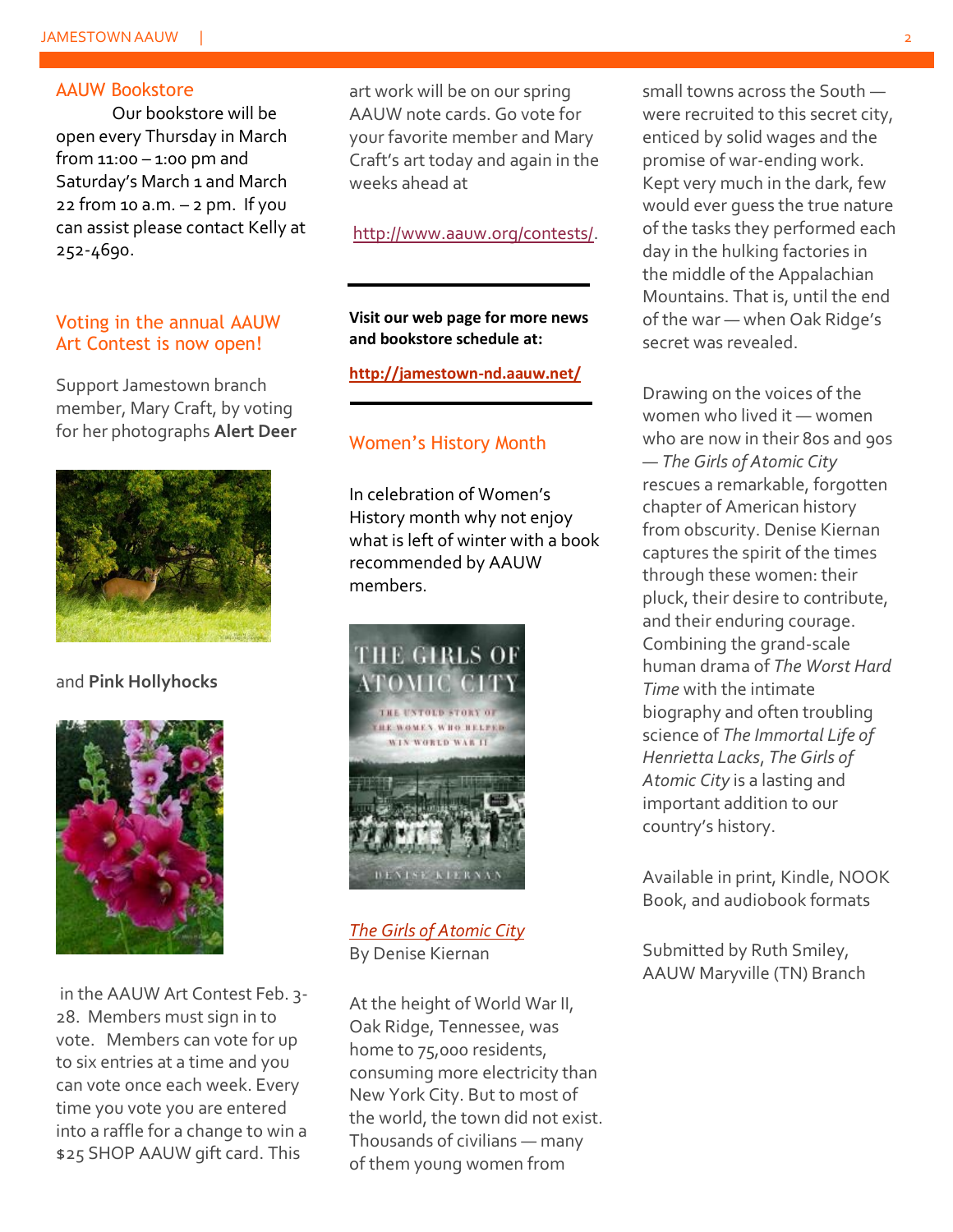## AAUW Bookstore

Our bookstore will be open every Thursday in March from 11:00 – 1:00 pm and Saturday's March 1 and March 22 from 10 a.m. – 2 pm. If you can assist please contact Kelly at 252-4690.

## Voting in the annual AAUW Art Contest is now open!

Support Jamestown branch member, Mary Craft, by voting for her photographs **Alert Deer**

and **Pink Hollyhocks**

in the AAUW Art Contest Feb. 3-28. Members must sign in to vote. Members can vote for up to six entries at a time and you can vote once each week. Every time you vote you are entered into a raffle for a change to win a $25 SHOP AAUW gift card. This art work will be on our spring AAUW note cards. Go vote for your favorite member and Mary Craft's art today and again in the weeks ahead at

http://www.aauw.org/contests/.

---

**Visit our web page for more news and bookstore schedule at:**

**http://jamestown-nd.aauw.net/**

---

## Women's History Month

In celebration of Women's History month why not enjoy what is left of winter with a book recommended by AAUW members.

*The Girls of Atomic City*
By Denise Kiernan

At the height of World War II, Oak Ridge, Tennessee, was home to 75,000 residents, consuming more electricity than New York City. But to most of the world, the town did not exist. Thousands of civilians — many of them young women from small towns across the South — were recruited to this secret city, enticed by solid wages and the promise of war-ending work. Kept very much in the dark, few would ever guess the true nature of the tasks they performed each day in the hulking factories in the middle of the Appalachian Mountains. That is, until the end of the war — when Oak Ridge's secret was revealed.

Drawing on the voices of the women who lived it — women who are now in their 80s and 90s — *The Girls of Atomic City* rescues a remarkable, forgotten chapter of American history from obscurity. Denise Kiernan captures the spirit of the times through these women: their pluck, their desire to contribute, and their enduring courage. Combining the grand-scale human drama of *The Worst Hard Time* with the intimate biography and often troubling science of *The Immortal Life of Henrietta Lacks*, *The Girls of Atomic City* is a lasting and important addition to our country's history.

Available in print, Kindle, NOOK Book, and audiobook formats

Submitted by Ruth Smiley, AAUW Maryville (TN) Branch